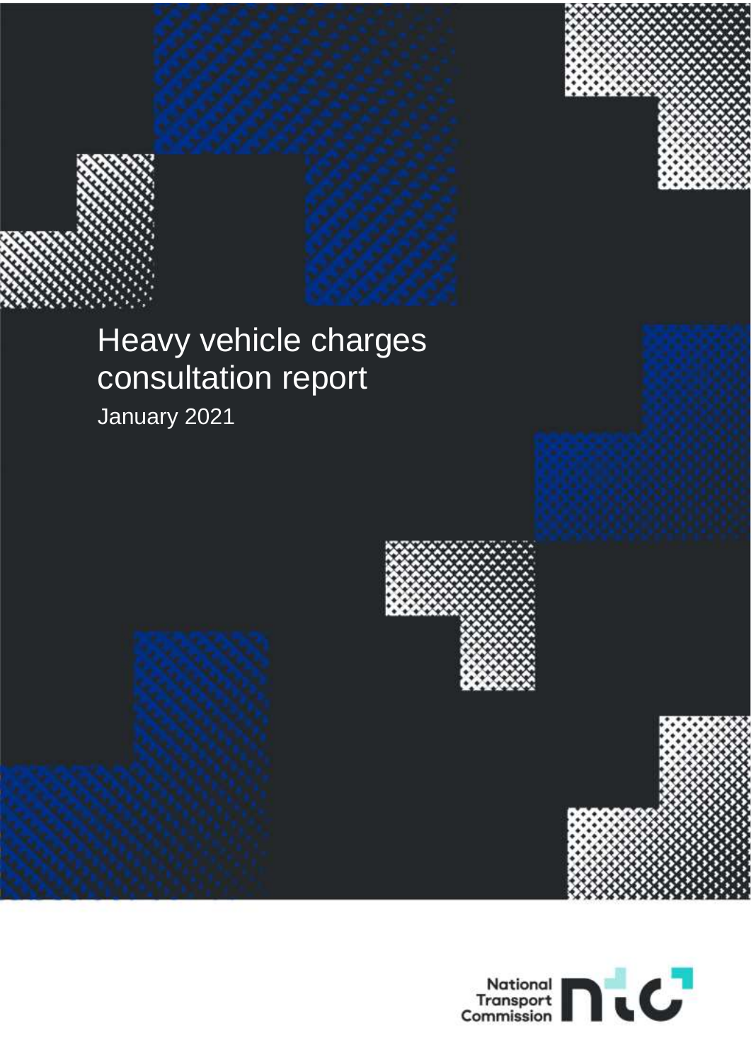# Heavy vehicle charges consultation report

January 2021

National Transport Commission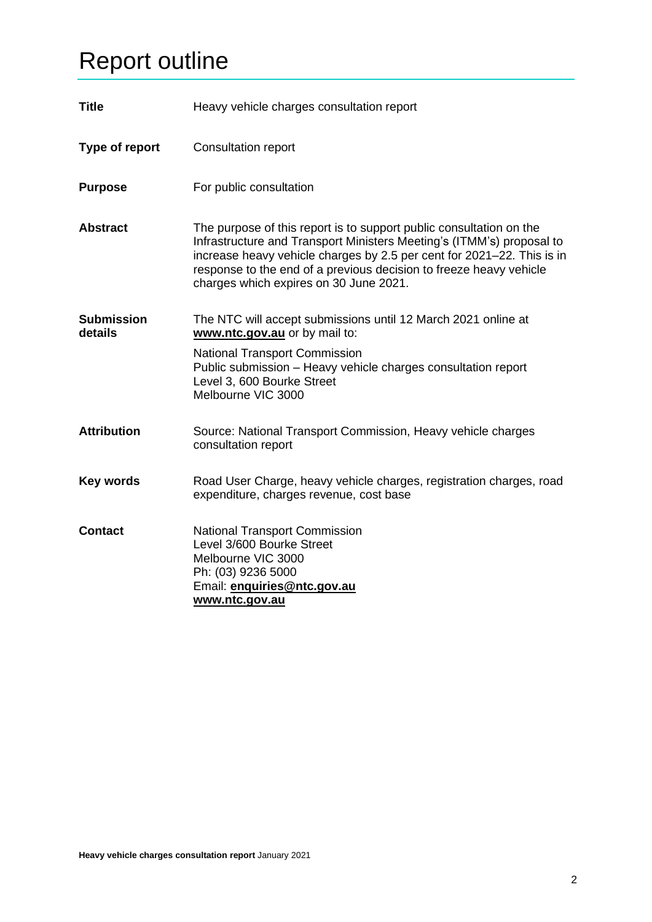# Report outline

| | |
|---|---|
| **Title** | Heavy vehicle charges consultation report |
| **Type of report** | Consultation report |
| **Purpose** | For public consultation |
| **Abstract** | The purpose of this report is to support public consultation on the Infrastructure and Transport Ministers Meeting's (ITMM's) proposal to increase heavy vehicle charges by 2.5 per cent for 2021–22. This is in response to the end of a previous decision to freeze heavy vehicle charges which expires on 30 June 2021. |
| **Submission details** | The NTC will accept submissions until 12 March 2021 online at **www.ntc.gov.au** or by mail to:<br><br>National Transport Commission<br>Public submission – Heavy vehicle charges consultation report<br>Level 3, 600 Bourke Street<br>Melbourne VIC 3000 |
| **Attribution** | Source: National Transport Commission, Heavy vehicle charges consultation report |
| **Key words** | Road User Charge, heavy vehicle charges, registration charges, road expenditure, charges revenue, cost base |
| **Contact** | National Transport Commission<br>Level 3/600 Bourke Street<br>Melbourne VIC 3000<br>Ph: (03) 9236 5000<br>Email: **enquiries@ntc.gov.au**<br>**www.ntc.gov.au** |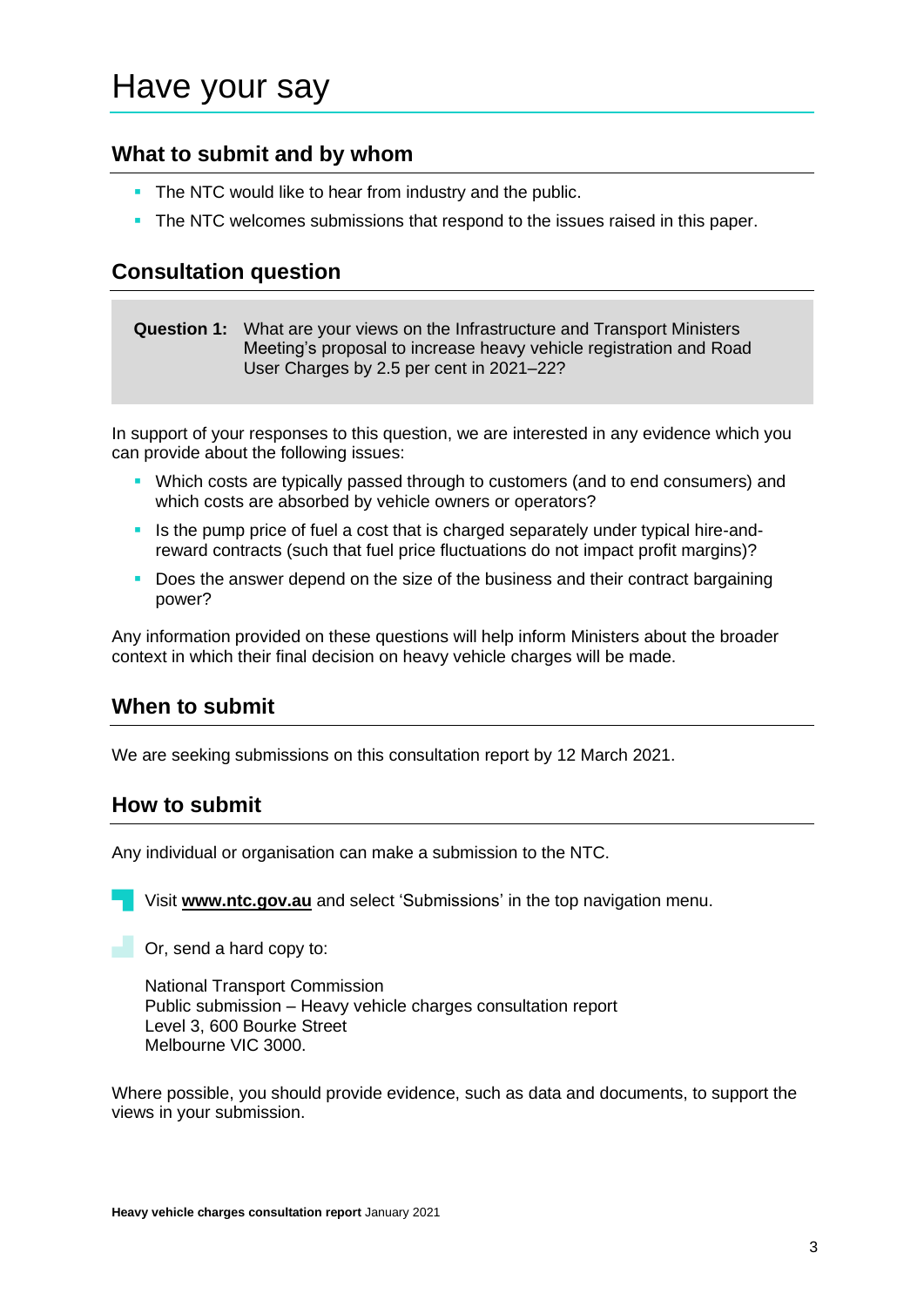# Have your say

## What to submit and by whom

- The NTC would like to hear from industry and the public.
- The NTC welcomes submissions that respond to the issues raised in this paper.

## Consultation question

**Question 1:** What are your views on the Infrastructure and Transport Ministers Meeting's proposal to increase heavy vehicle registration and Road User Charges by 2.5 per cent in 2021–22?

In support of your responses to this question, we are interested in any evidence which you can provide about the following issues:

- Which costs are typically passed through to customers (and to end consumers) and which costs are absorbed by vehicle owners or operators?
- Is the pump price of fuel a cost that is charged separately under typical hire-and-reward contracts (such that fuel price fluctuations do not impact profit margins)?
- Does the answer depend on the size of the business and their contract bargaining power?

Any information provided on these questions will help inform Ministers about the broader context in which their final decision on heavy vehicle charges will be made.

## When to submit

We are seeking submissions on this consultation report by 12 March 2021.

## How to submit

Any individual or organisation can make a submission to the NTC.

Visit **www.ntc.gov.au** and select 'Submissions' in the top navigation menu.

Or, send a hard copy to:

National Transport Commission
Public submission – Heavy vehicle charges consultation report
Level 3, 600 Bourke Street
Melbourne VIC 3000.

Where possible, you should provide evidence, such as data and documents, to support the views in your submission.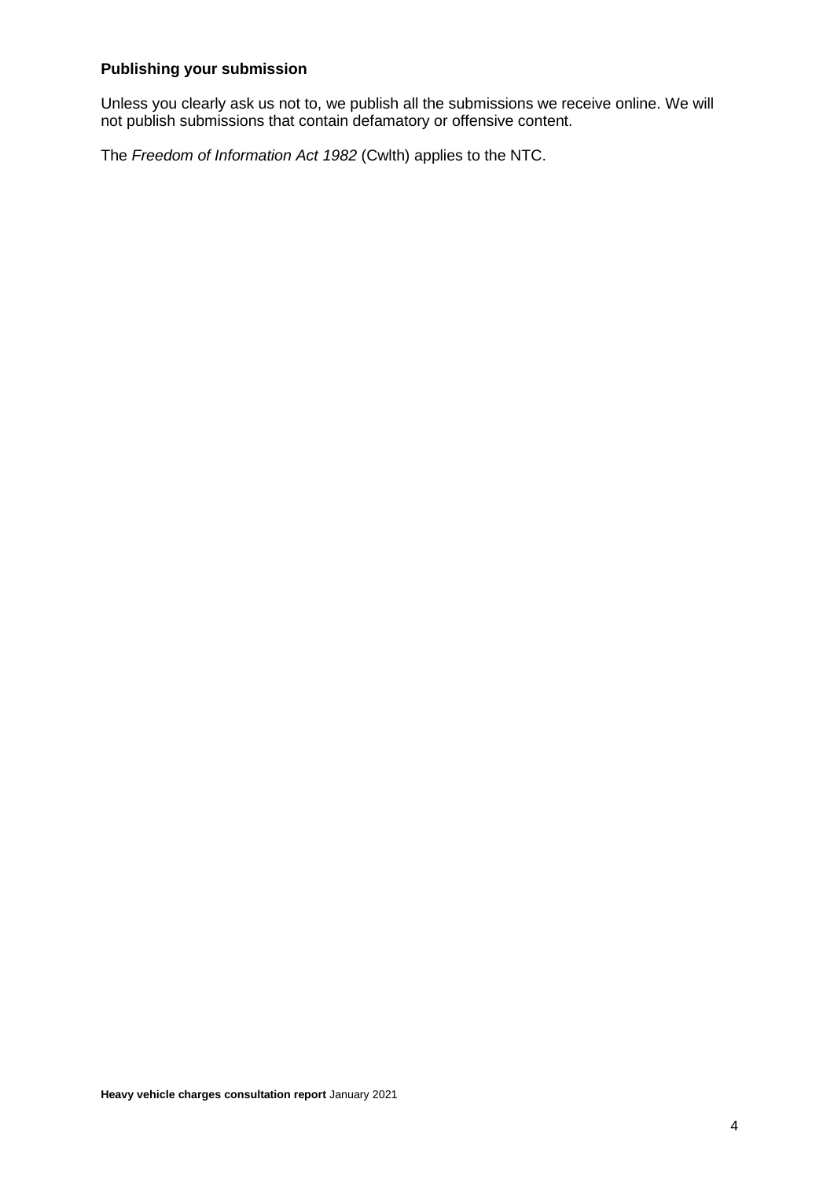**Publishing your submission**

Unless you clearly ask us not to, we publish all the submissions we receive online. We will not publish submissions that contain defamatory or offensive content.

The *Freedom of Information Act 1982* (Cwlth) applies to the NTC.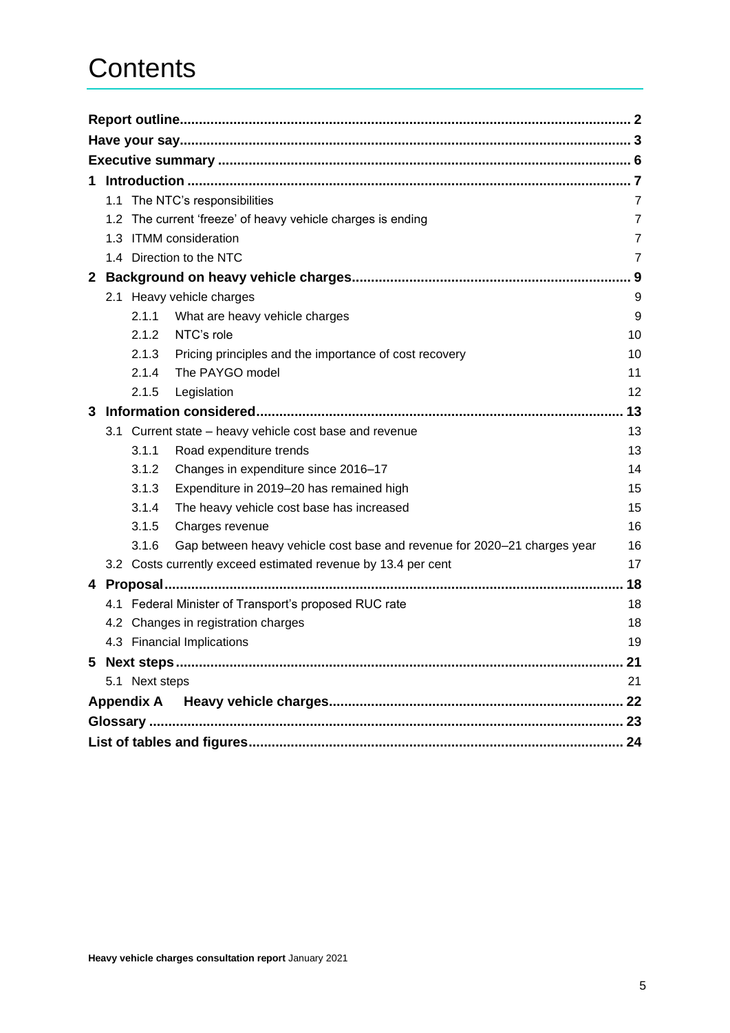# Contents

| | |
|---|---|
| **Report outline** | **2** |
| **Have your say** | **3** |
| **Executive summary** | **6** |
| **1 Introduction** | **7** |
| 1.1 The NTC's responsibilities | 7 |
| 1.2 The current 'freeze' of heavy vehicle charges is ending | 7 |
| 1.3 ITMM consideration | 7 |
| 1.4 Direction to the NTC | 7 |
| **2 Background on heavy vehicle charges** | **9** |
| 2.1 Heavy vehicle charges | 9 |
| 2.1.1 What are heavy vehicle charges | 9 |
| 2.1.2 NTC's role | 10 |
| 2.1.3 Pricing principles and the importance of cost recovery | 10 |
| 2.1.4 The PAYGO model | 11 |
| 2.1.5 Legislation | 12 |
| **3 Information considered** | **13** |
| 3.1 Current state – heavy vehicle cost base and revenue | 13 |
| 3.1.1 Road expenditure trends | 13 |
| 3.1.2 Changes in expenditure since 2016–17 | 14 |
| 3.1.3 Expenditure in 2019–20 has remained high | 15 |
| 3.1.4 The heavy vehicle cost base has increased | 15 |
| 3.1.5 Charges revenue | 16 |
| 3.1.6 Gap between heavy vehicle cost base and revenue for 2020–21 charges year | 16 |
| 3.2 Costs currently exceed estimated revenue by 13.4 per cent | 17 |
| **4 Proposal** | **18** |
| 4.1 Federal Minister of Transport's proposed RUC rate | 18 |
| 4.2 Changes in registration charges | 18 |
| 4.3 Financial Implications | 19 |
| **5 Next steps** | **21** |
| 5.1 Next steps | 21 |
| **Appendix A Heavy vehicle charges** | **22** |
| **Glossary** | **23** |
| **List of tables and figures** | **24** |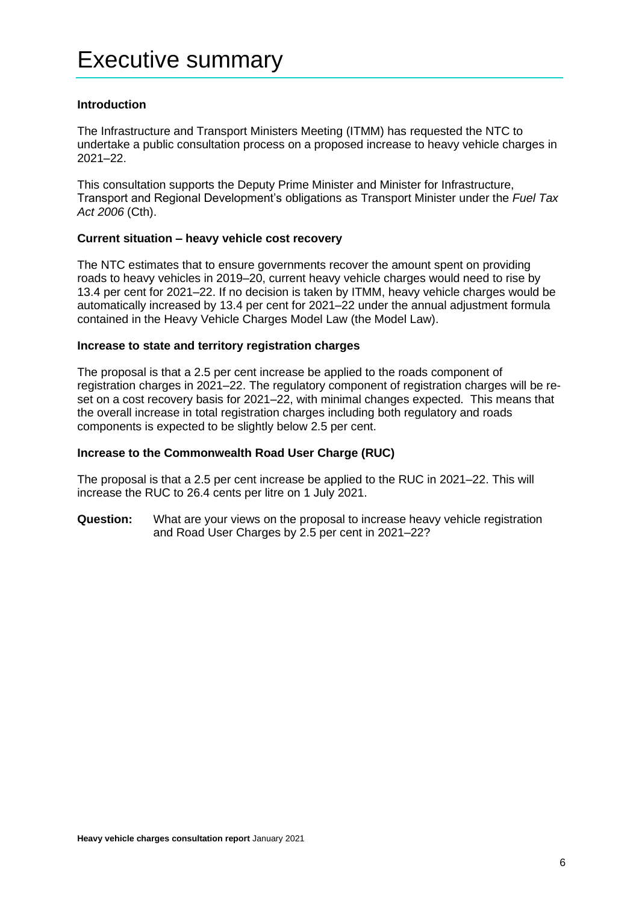# Executive summary

**Introduction**

The Infrastructure and Transport Ministers Meeting (ITMM) has requested the NTC to undertake a public consultation process on a proposed increase to heavy vehicle charges in 2021–22.

This consultation supports the Deputy Prime Minister and Minister for Infrastructure, Transport and Regional Development's obligations as Transport Minister under the *Fuel Tax Act 2006* (Cth).

**Current situation – heavy vehicle cost recovery**

The NTC estimates that to ensure governments recover the amount spent on providing roads to heavy vehicles in 2019–20, current heavy vehicle charges would need to rise by 13.4 per cent for 2021–22. If no decision is taken by ITMM, heavy vehicle charges would be automatically increased by 13.4 per cent for 2021–22 under the annual adjustment formula contained in the Heavy Vehicle Charges Model Law (the Model Law).

**Increase to state and territory registration charges**

The proposal is that a 2.5 per cent increase be applied to the roads component of registration charges in 2021–22. The regulatory component of registration charges will be re-set on a cost recovery basis for 2021–22, with minimal changes expected. This means that the overall increase in total registration charges including both regulatory and roads components is expected to be slightly below 2.5 per cent.

**Increase to the Commonwealth Road User Charge (RUC)**

The proposal is that a 2.5 per cent increase be applied to the RUC in 2021–22. This will increase the RUC to 26.4 cents per litre on 1 July 2021.

**Question:** What are your views on the proposal to increase heavy vehicle registration and Road User Charges by 2.5 per cent in 2021–22?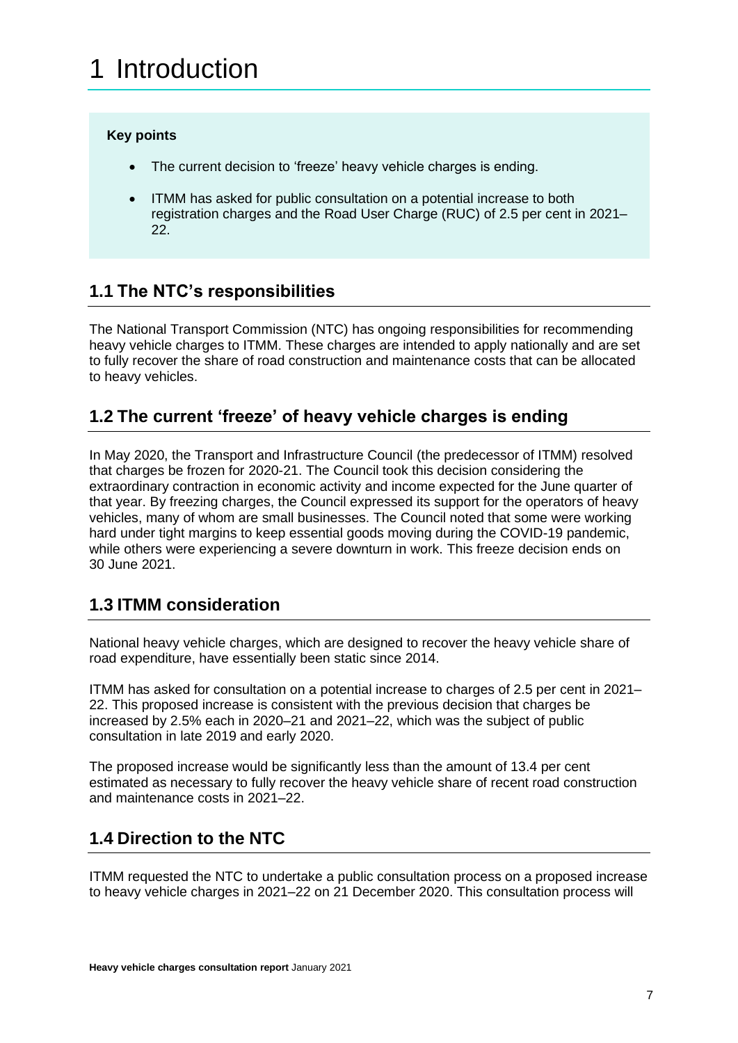# 1 Introduction

**Key points**

- The current decision to 'freeze' heavy vehicle charges is ending.
- ITMM has asked for public consultation on a potential increase to both registration charges and the Road User Charge (RUC) of 2.5 per cent in 2021–22.

## 1.1 The NTC's responsibilities

The National Transport Commission (NTC) has ongoing responsibilities for recommending heavy vehicle charges to ITMM. These charges are intended to apply nationally and are set to fully recover the share of road construction and maintenance costs that can be allocated to heavy vehicles.

## 1.2 The current 'freeze' of heavy vehicle charges is ending

In May 2020, the Transport and Infrastructure Council (the predecessor of ITMM) resolved that charges be frozen for 2020-21. The Council took this decision considering the extraordinary contraction in economic activity and income expected for the June quarter of that year. By freezing charges, the Council expressed its support for the operators of heavy vehicles, many of whom are small businesses. The Council noted that some were working hard under tight margins to keep essential goods moving during the COVID-19 pandemic, while others were experiencing a severe downturn in work. This freeze decision ends on 30 June 2021.

## 1.3 ITMM consideration

National heavy vehicle charges, which are designed to recover the heavy vehicle share of road expenditure, have essentially been static since 2014.

ITMM has asked for consultation on a potential increase to charges of 2.5 per cent in 2021–22. This proposed increase is consistent with the previous decision that charges be increased by 2.5% each in 2020–21 and 2021–22, which was the subject of public consultation in late 2019 and early 2020.

The proposed increase would be significantly less than the amount of 13.4 per cent estimated as necessary to fully recover the heavy vehicle share of recent road construction and maintenance costs in 2021–22.

## 1.4 Direction to the NTC

ITMM requested the NTC to undertake a public consultation process on a proposed increase to heavy vehicle charges in 2021–22 on 21 December 2020. This consultation process will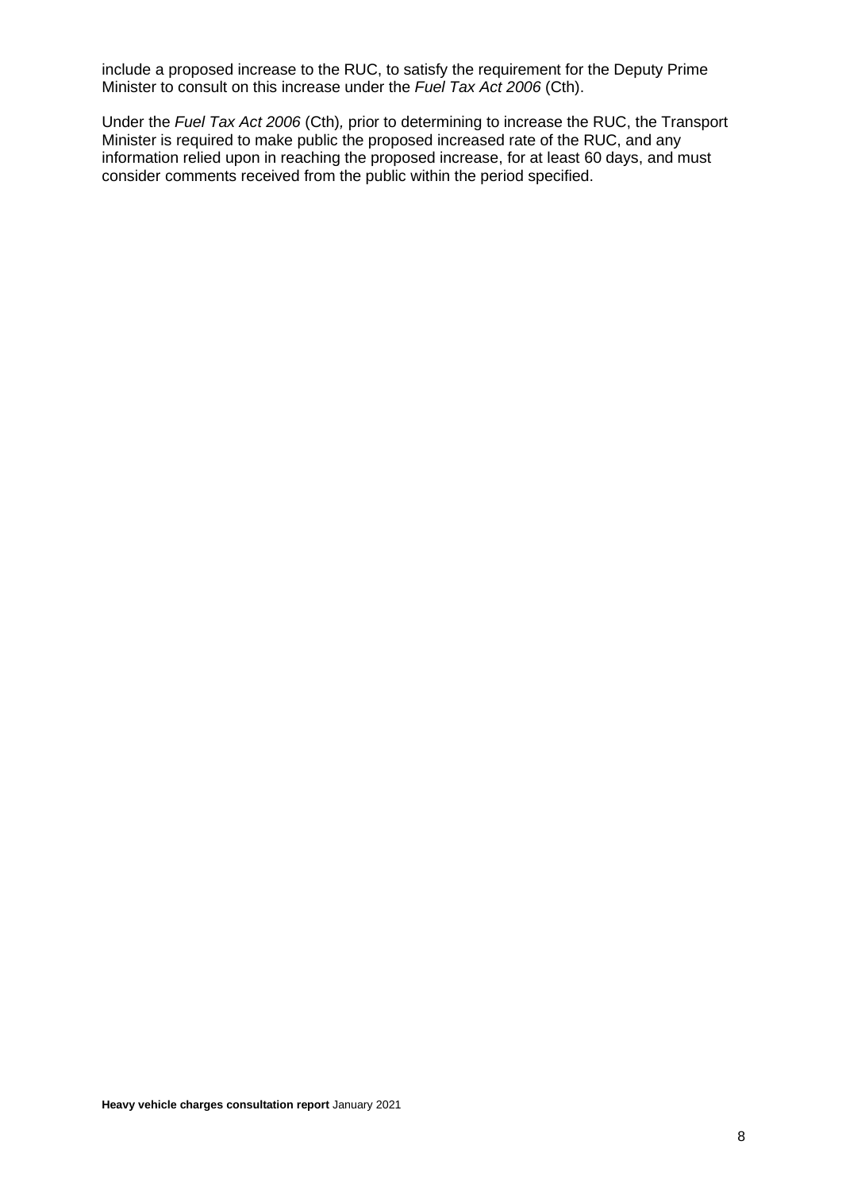include a proposed increase to the RUC, to satisfy the requirement for the Deputy Prime Minister to consult on this increase under the *Fuel Tax Act 2006* (Cth).

Under the *Fuel Tax Act 2006* (Cth), prior to determining to increase the RUC, the Transport Minister is required to make public the proposed increased rate of the RUC, and any information relied upon in reaching the proposed increase, for at least 60 days, and must consider comments received from the public within the period specified.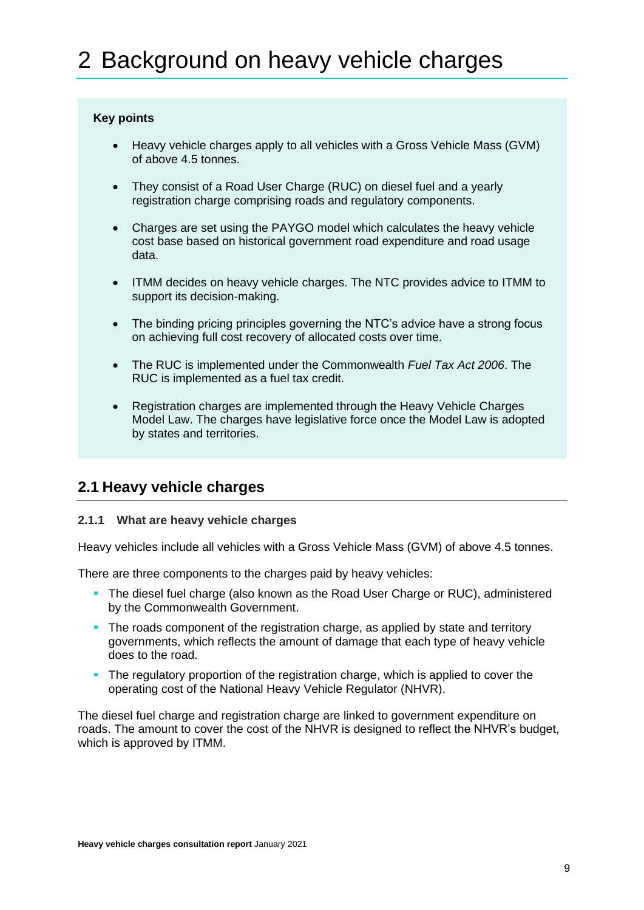# 2 Background on heavy vehicle charges

**Key points**

- Heavy vehicle charges apply to all vehicles with a Gross Vehicle Mass (GVM) of above 4.5 tonnes.
- They consist of a Road User Charge (RUC) on diesel fuel and a yearly registration charge comprising roads and regulatory components.
- Charges are set using the PAYGO model which calculates the heavy vehicle cost base based on historical government road expenditure and road usage data.
- ITMM decides on heavy vehicle charges. The NTC provides advice to ITMM to support its decision-making.
- The binding pricing principles governing the NTC's advice have a strong focus on achieving full cost recovery of allocated costs over time.
- The RUC is implemented under the Commonwealth *Fuel Tax Act 2006*. The RUC is implemented as a fuel tax credit.
- Registration charges are implemented through the Heavy Vehicle Charges Model Law. The charges have legislative force once the Model Law is adopted by states and territories.

## 2.1 Heavy vehicle charges

### 2.1.1 What are heavy vehicle charges

Heavy vehicles include all vehicles with a Gross Vehicle Mass (GVM) of above 4.5 tonnes.

There are three components to the charges paid by heavy vehicles:

- The diesel fuel charge (also known as the Road User Charge or RUC), administered by the Commonwealth Government.
- The roads component of the registration charge, as applied by state and territory governments, which reflects the amount of damage that each type of heavy vehicle does to the road.
- The regulatory proportion of the registration charge, which is applied to cover the operating cost of the National Heavy Vehicle Regulator (NHVR).

The diesel fuel charge and registration charge are linked to government expenditure on roads. The amount to cover the cost of the NHVR is designed to reflect the NHVR's budget, which is approved by ITMM.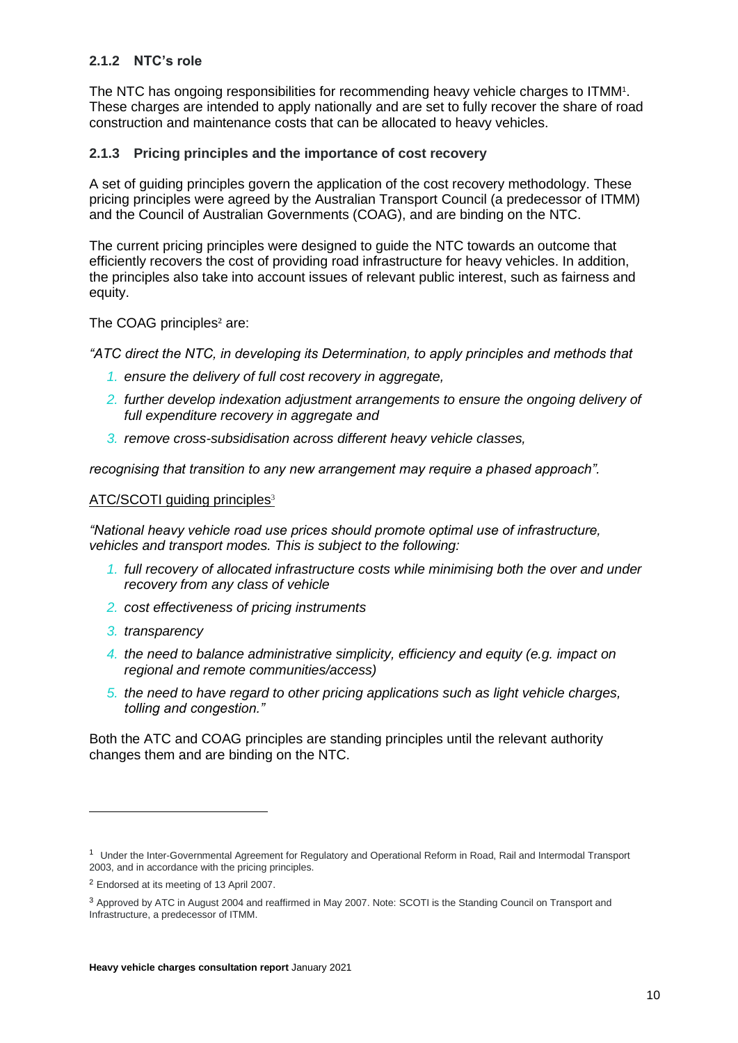### 2.1.2 NTC's role

The NTC has ongoing responsibilities for recommending heavy vehicle charges to ITMM[1]. These charges are intended to apply nationally and are set to fully recover the share of road construction and maintenance costs that can be allocated to heavy vehicles.

### 2.1.3 Pricing principles and the importance of cost recovery

A set of guiding principles govern the application of the cost recovery methodology. These pricing principles were agreed by the Australian Transport Council (a predecessor of ITMM) and the Council of Australian Governments (COAG), and are binding on the NTC.

The current pricing principles were designed to guide the NTC towards an outcome that efficiently recovers the cost of providing road infrastructure for heavy vehicles. In addition, the principles also take into account issues of relevant public interest, such as fairness and equity.

The COAG principles[2] are:

*"ATC direct the NTC, in developing its Determination, to apply principles and methods that*

1. *ensure the delivery of full cost recovery in aggregate,*
2. *further develop indexation adjustment arrangements to ensure the ongoing delivery of full expenditure recovery in aggregate and*
3. *remove cross-subsidisation across different heavy vehicle classes,*

*recognising that transition to any new arrangement may require a phased approach".*

ATC/SCOTI guiding principles[3]

*"National heavy vehicle road use prices should promote optimal use of infrastructure, vehicles and transport modes. This is subject to the following:*

1. *full recovery of allocated infrastructure costs while minimising both the over and under recovery from any class of vehicle*
2. *cost effectiveness of pricing instruments*
3. *transparency*
4. *the need to balance administrative simplicity, efficiency and equity (e.g. impact on regional and remote communities/access)*
5. *the need to have regard to other pricing applications such as light vehicle charges, tolling and congestion."*

Both the ATC and COAG principles are standing principles until the relevant authority changes them and are binding on the NTC.

---

[1] Under the Inter-Governmental Agreement for Regulatory and Operational Reform in Road, Rail and Intermodal Transport 2003, and in accordance with the pricing principles.

[2] Endorsed at its meeting of 13 April 2007.

[3] Approved by ATC in August 2004 and reaffirmed in May 2007. Note: SCOTI is the Standing Council on Transport and Infrastructure, a predecessor of ITMM.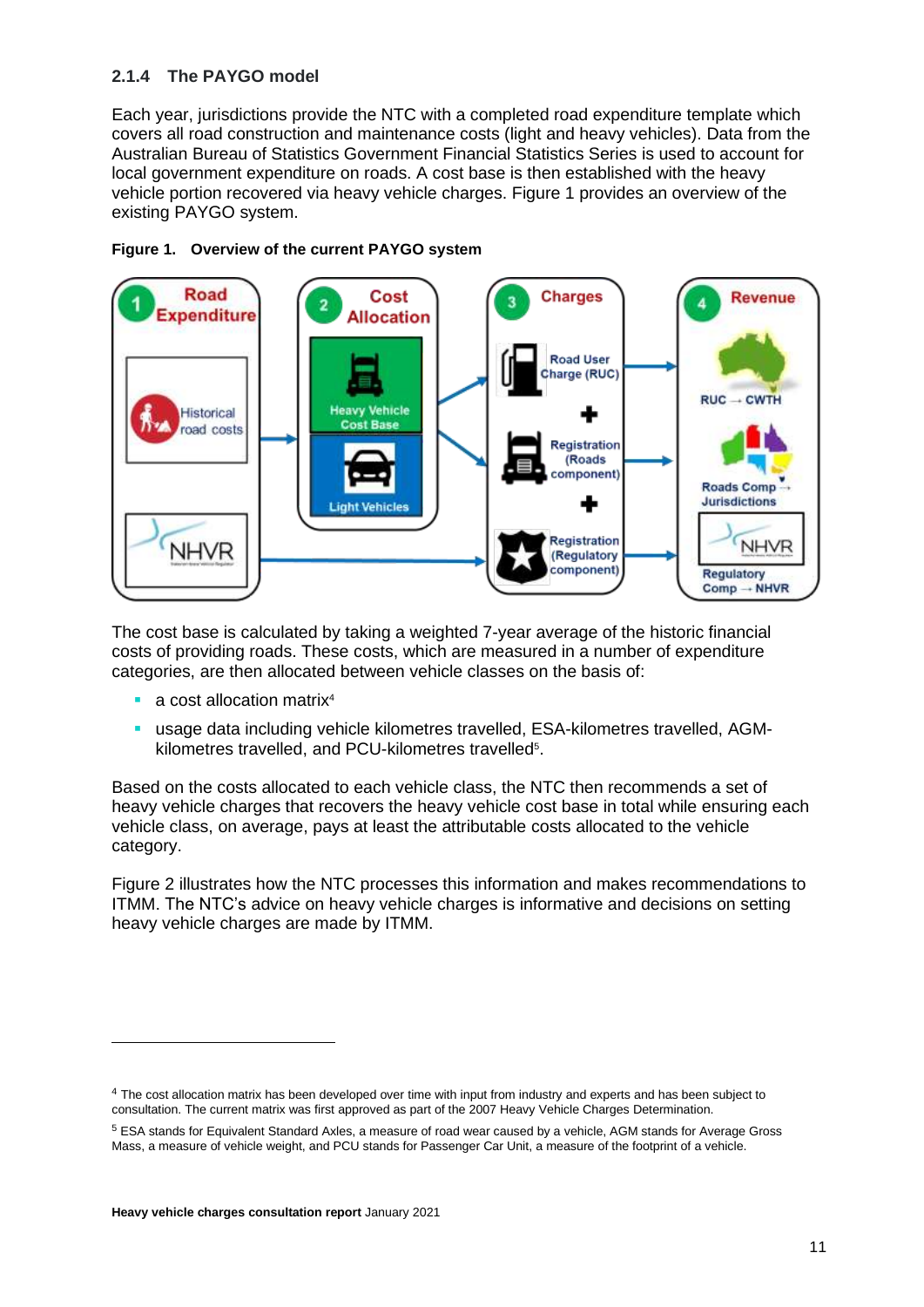### 2.1.4 The PAYGO model

Each year, jurisdictions provide the NTC with a completed road expenditure template which covers all road construction and maintenance costs (light and heavy vehicles). Data from the Australian Bureau of Statistics Government Financial Statistics Series is used to account for local government expenditure on roads. A cost base is then established with the heavy vehicle portion recovered via heavy vehicle charges. Figure 1 provides an overview of the existing PAYGO system.

**Figure 1. Overview of the current PAYGO system**

1 Road Expenditure: Historical road costs; NHVR

2 Cost Allocation: Heavy Vehicle Cost Base; Light Vehicles

3 Charges: Road User Charge (RUC) + Registration (Roads component) + Registration (Regulatory component)

4 Revenue: RUC → CWTH; Roads Comp → Jurisdictions; NHVR Regulatory Comp → NHVR

The cost base is calculated by taking a weighted 7-year average of the historic financial costs of providing roads. These costs, which are measured in a number of expenditure categories, are then allocated between vehicle classes on the basis of:

- a cost allocation matrix[4]
- usage data including vehicle kilometres travelled, ESA-kilometres travelled, AGM-kilometres travelled, and PCU-kilometres travelled[5].

Based on the costs allocated to each vehicle class, the NTC then recommends a set of heavy vehicle charges that recovers the heavy vehicle cost base in total while ensuring each vehicle class, on average, pays at least the attributable costs allocated to the vehicle category.

Figure 2 illustrates how the NTC processes this information and makes recommendations to ITMM. The NTC's advice on heavy vehicle charges is informative and decisions on setting heavy vehicle charges are made by ITMM.

---

[4] The cost allocation matrix has been developed over time with input from industry and experts and has been subject to consultation. The current matrix was first approved as part of the 2007 Heavy Vehicle Charges Determination.

[5] ESA stands for Equivalent Standard Axles, a measure of road wear caused by a vehicle, AGM stands for Average Gross Mass, a measure of vehicle weight, and PCU stands for Passenger Car Unit, a measure of the footprint of a vehicle.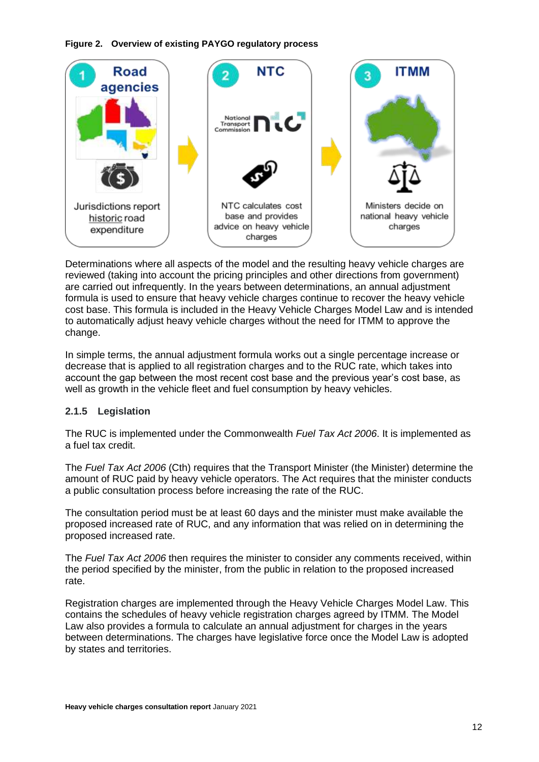**Figure 2. Overview of existing PAYGO regulatory process**

1 Road agencies — Jurisdictions report historic road expenditure

2 NTC — NTC calculates cost base and provides advice on heavy vehicle charges

3 ITMM — Ministers decide on national heavy vehicle charges

Determinations where all aspects of the model and the resulting heavy vehicle charges are reviewed (taking into account the pricing principles and other directions from government) are carried out infrequently. In the years between determinations, an annual adjustment formula is used to ensure that heavy vehicle charges continue to recover the heavy vehicle cost base. This formula is included in the Heavy Vehicle Charges Model Law and is intended to automatically adjust heavy vehicle charges without the need for ITMM to approve the change.

In simple terms, the annual adjustment formula works out a single percentage increase or decrease that is applied to all registration charges and to the RUC rate, which takes into account the gap between the most recent cost base and the previous year's cost base, as well as growth in the vehicle fleet and fuel consumption by heavy vehicles.

### 2.1.5 Legislation

The RUC is implemented under the Commonwealth *Fuel Tax Act 2006*. It is implemented as a fuel tax credit.

The *Fuel Tax Act 2006* (Cth) requires that the Transport Minister (the Minister) determine the amount of RUC paid by heavy vehicle operators. The Act requires that the minister conducts a public consultation process before increasing the rate of the RUC.

The consultation period must be at least 60 days and the minister must make available the proposed increased rate of RUC, and any information that was relied on in determining the proposed increased rate.

The *Fuel Tax Act 2006* then requires the minister to consider any comments received, within the period specified by the minister, from the public in relation to the proposed increased rate.

Registration charges are implemented through the Heavy Vehicle Charges Model Law. This contains the schedules of heavy vehicle registration charges agreed by ITMM. The Model Law also provides a formula to calculate an annual adjustment for charges in the years between determinations. The charges have legislative force once the Model Law is adopted by states and territories.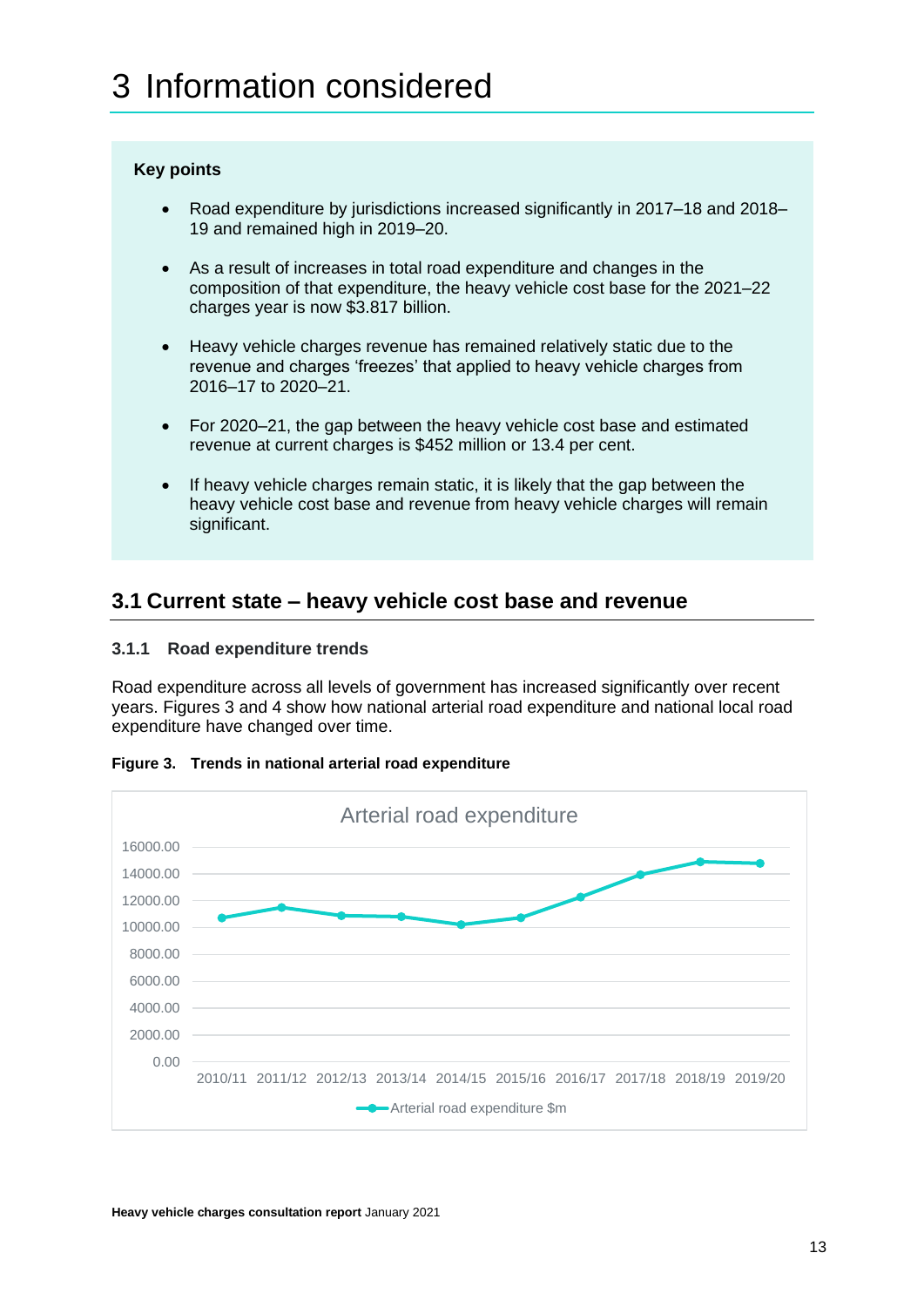# 3 Information considered

**Key points**

- Road expenditure by jurisdictions increased significantly in 2017–18 and 2018–19 and remained high in 2019–20.
- As a result of increases in total road expenditure and changes in the composition of that expenditure, the heavy vehicle cost base for the 2021–22 charges year is now $3.817 billion.
- Heavy vehicle charges revenue has remained relatively static due to the revenue and charges 'freezes' that applied to heavy vehicle charges from 2016–17 to 2020–21.
- For 2020–21, the gap between the heavy vehicle cost base and estimated revenue at current charges is $452 million or 13.4 per cent.
- If heavy vehicle charges remain static, it is likely that the gap between the heavy vehicle cost base and revenue from heavy vehicle charges will remain significant.

## 3.1 Current state – heavy vehicle cost base and revenue

### 3.1.1 Road expenditure trends

Road expenditure across all levels of government has increased significantly over recent years. Figures 3 and 4 show how national arterial road expenditure and national local road expenditure have changed over time.

**Figure 3. Trends in national arterial road expenditure**

Arterial road expenditure

| | 2010/11 | 2011/12 | 2012/13 | 2013/14 | 2014/15 | 2015/16 | 2016/17 | 2017/18 | 2018/19 | 2019/20 |
|---|---|---|---|---|---|---|---|---|---|---|
| Arterial road expenditure $m | ~10,700 | ~11,500 | ~10,900 | ~10,850 | ~10,200 | ~10,700 | ~12,300 | ~13,900 | ~14,900 | ~14,800 |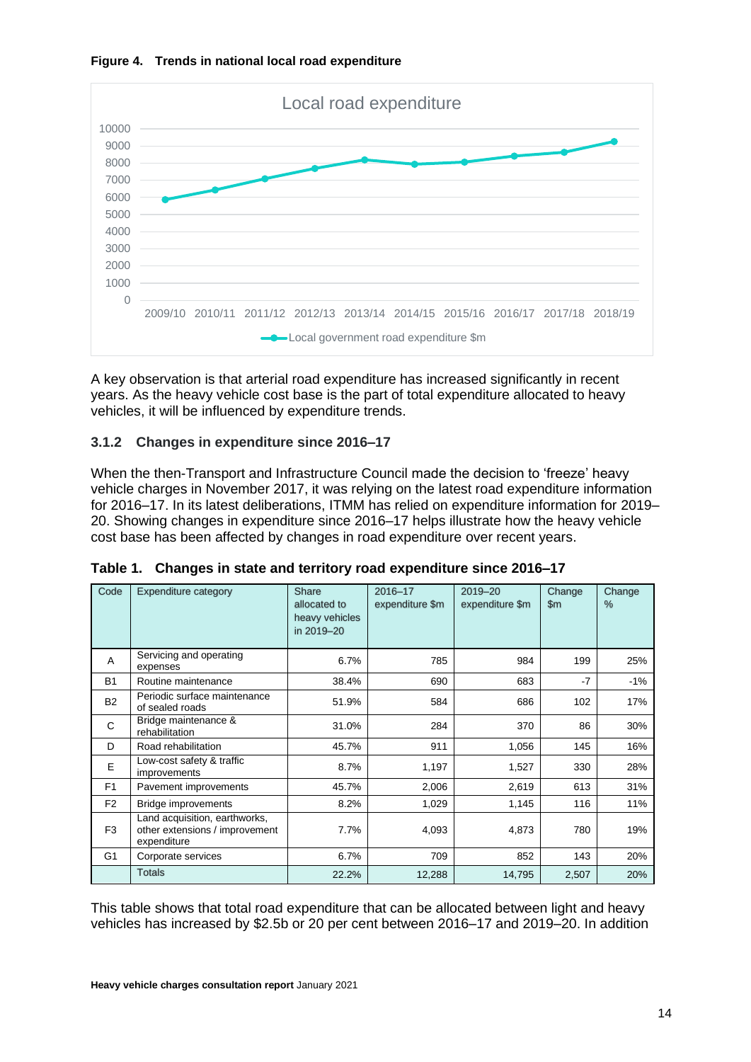**Figure 4. Trends in national local road expenditure**

A key observation is that arterial road expenditure has increased significantly in recent years. As the heavy vehicle cost base is the part of total expenditure allocated to heavy vehicles, it will be influenced by expenditure trends.

### 3.1.2 Changes in expenditure since 2016–17

When the then-Transport and Infrastructure Council made the decision to 'freeze' heavy vehicle charges in November 2017, it was relying on the latest road expenditure information for 2016–17. In its latest deliberations, ITMM has relied on expenditure information for 2019–20. Showing changes in expenditure since 2016–17 helps illustrate how the heavy vehicle cost base has been affected by changes in road expenditure over recent years.

**Table 1. Changes in state and territory road expenditure since 2016–17**

| Code | Expenditure category | Share allocated to heavy vehicles in 2019–20 | 2016–17 expenditure $m | 2019–20 expenditure $m | Change $m | Change % |
|---|---|---|---|---|---|---|
| A | Servicing and operating expenses | 6.7% | 785 | 984 | 199 | 25% |
| B1 | Routine maintenance | 38.4% | 690 | 683 | -7 | -1% |
| B2 | Periodic surface maintenance of sealed roads | 51.9% | 584 | 686 | 102 | 17% |
| C | Bridge maintenance & rehabilitation | 31.0% | 284 | 370 | 86 | 30% |
| D | Road rehabilitation | 45.7% | 911 | 1,056 | 145 | 16% |
| E | Low-cost safety & traffic improvements | 8.7% | 1,197 | 1,527 | 330 | 28% |
| F1 | Pavement improvements | 45.7% | 2,006 | 2,619 | 613 | 31% |
| F2 | Bridge improvements | 8.2% | 1,029 | 1,145 | 116 | 11% |
| F3 | Land acquisition, earthworks, other extensions / improvement expenditure | 7.7% | 4,093 | 4,873 | 780 | 19% |
| G1 | Corporate services | 6.7% | 709 | 852 | 143 | 20% |
| | Totals | 22.2% | 12,288 | 14,795 | 2,507 | 20% |

This table shows that total road expenditure that can be allocated between light and heavy vehicles has increased by $2.5b or 20 per cent between 2016–17 and 2019–20. In addition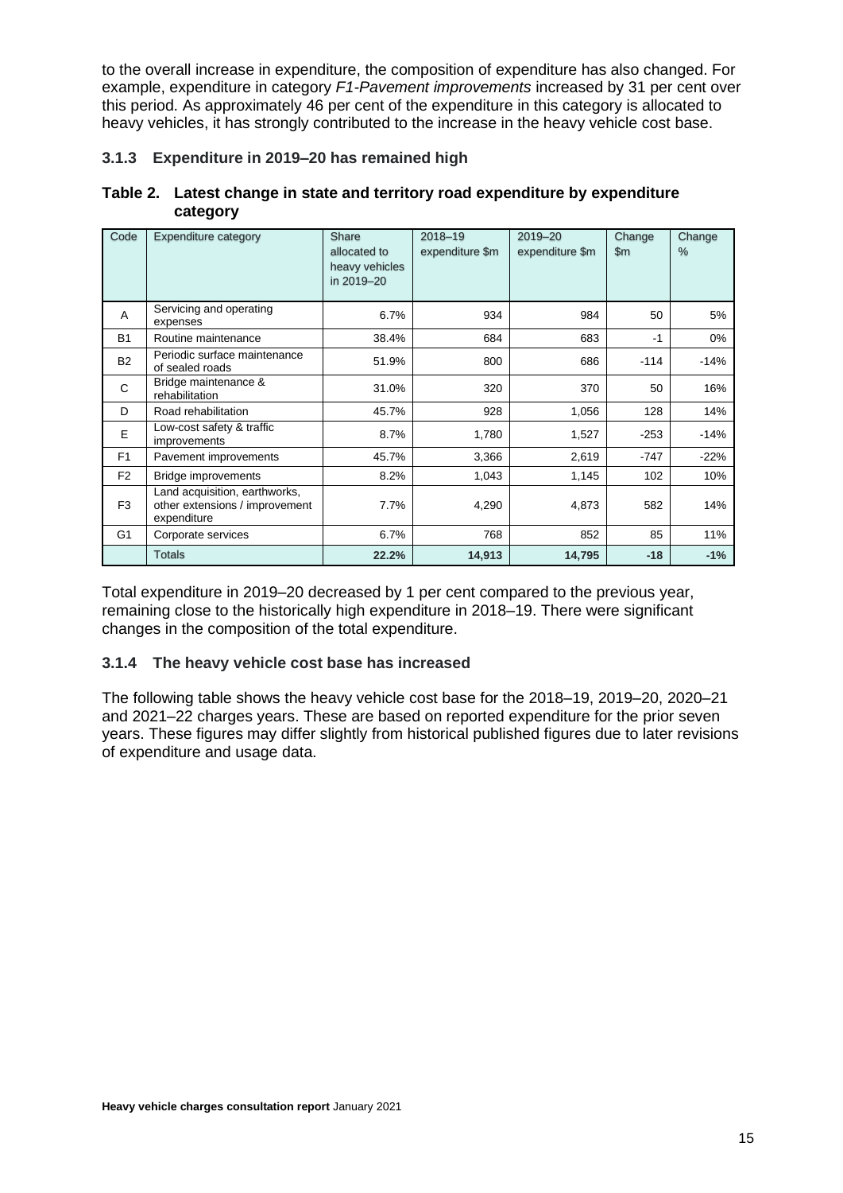to the overall increase in expenditure, the composition of expenditure has also changed. For example, expenditure in category *F1-Pavement improvements* increased by 31 per cent over this period. As approximately 46 per cent of the expenditure in this category is allocated to heavy vehicles, it has strongly contributed to the increase in the heavy vehicle cost base.

### 3.1.3 Expenditure in 2019–20 has remained high

**Table 2. Latest change in state and territory road expenditure by expenditure category**

| Code | Expenditure category | Share allocated to heavy vehicles in 2019–20 | 2018–19 expenditure $m | 2019–20 expenditure $m | Change $m | Change % |
|---|---|---|---|---|---|---|
| A | Servicing and operating expenses | 6.7% | 934 | 984 | 50 | 5% |
| B1 | Routine maintenance | 38.4% | 684 | 683 | -1 | 0% |
| B2 | Periodic surface maintenance of sealed roads | 51.9% | 800 | 686 | -114 | -14% |
| C | Bridge maintenance & rehabilitation | 31.0% | 320 | 370 | 50 | 16% |
| D | Road rehabilitation | 45.7% | 928 | 1,056 | 128 | 14% |
| E | Low-cost safety & traffic improvements | 8.7% | 1,780 | 1,527 | -253 | -14% |
| F1 | Pavement improvements | 45.7% | 3,366 | 2,619 | -747 | -22% |
| F2 | Bridge improvements | 8.2% | 1,043 | 1,145 | 102 | 10% |
| F3 | Land acquisition, earthworks, other extensions / improvement expenditure | 7.7% | 4,290 | 4,873 | 582 | 14% |
| G1 | Corporate services | 6.7% | 768 | 852 | 85 | 11% |
| | **Totals** | **22.2%** | **14,913** | **14,795** | **-18** | **-1%** |

Total expenditure in 2019–20 decreased by 1 per cent compared to the previous year, remaining close to the historically high expenditure in 2018–19. There were significant changes in the composition of the total expenditure.

### 3.1.4 The heavy vehicle cost base has increased

The following table shows the heavy vehicle cost base for the 2018–19, 2019–20, 2020–21 and 2021–22 charges years. These are based on reported expenditure for the prior seven years. These figures may differ slightly from historical published figures due to later revisions of expenditure and usage data.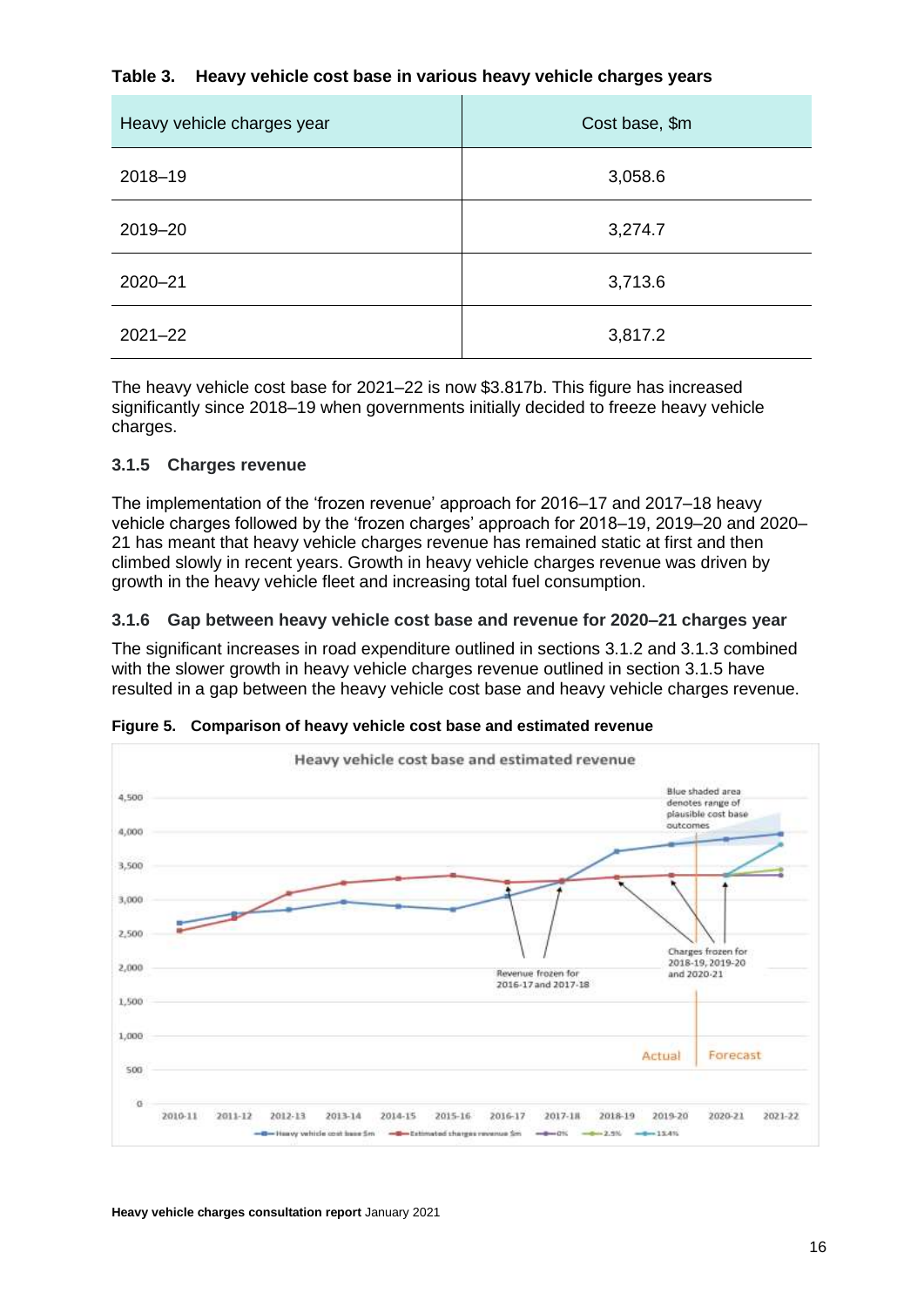**Table 3. Heavy vehicle cost base in various heavy vehicle charges years**

| Heavy vehicle charges year | Cost base, $m |
|---|---|
| 2018–19 | 3,058.6 |
| 2019–20 | 3,274.7 |
| 2020–21 | 3,713.6 |
| 2021–22 | 3,817.2 |

The heavy vehicle cost base for 2021–22 is now $3.817b. This figure has increased significantly since 2018–19 when governments initially decided to freeze heavy vehicle charges.

### 3.1.5 Charges revenue

The implementation of the 'frozen revenue' approach for 2016–17 and 2017–18 heavy vehicle charges followed by the 'frozen charges' approach for 2018–19, 2019–20 and 2020–21 has meant that heavy vehicle charges revenue has remained static at first and then climbed slowly in recent years. Growth in heavy vehicle charges revenue was driven by growth in the heavy vehicle fleet and increasing total fuel consumption.

### 3.1.6 Gap between heavy vehicle cost base and revenue for 2020–21 charges year

The significant increases in road expenditure outlined in sections 3.1.2 and 3.1.3 combined with the slower growth in heavy vehicle charges revenue outlined in section 3.1.5 have resulted in a gap between the heavy vehicle cost base and heavy vehicle charges revenue.

**Figure 5. Comparison of heavy vehicle cost base and estimated revenue**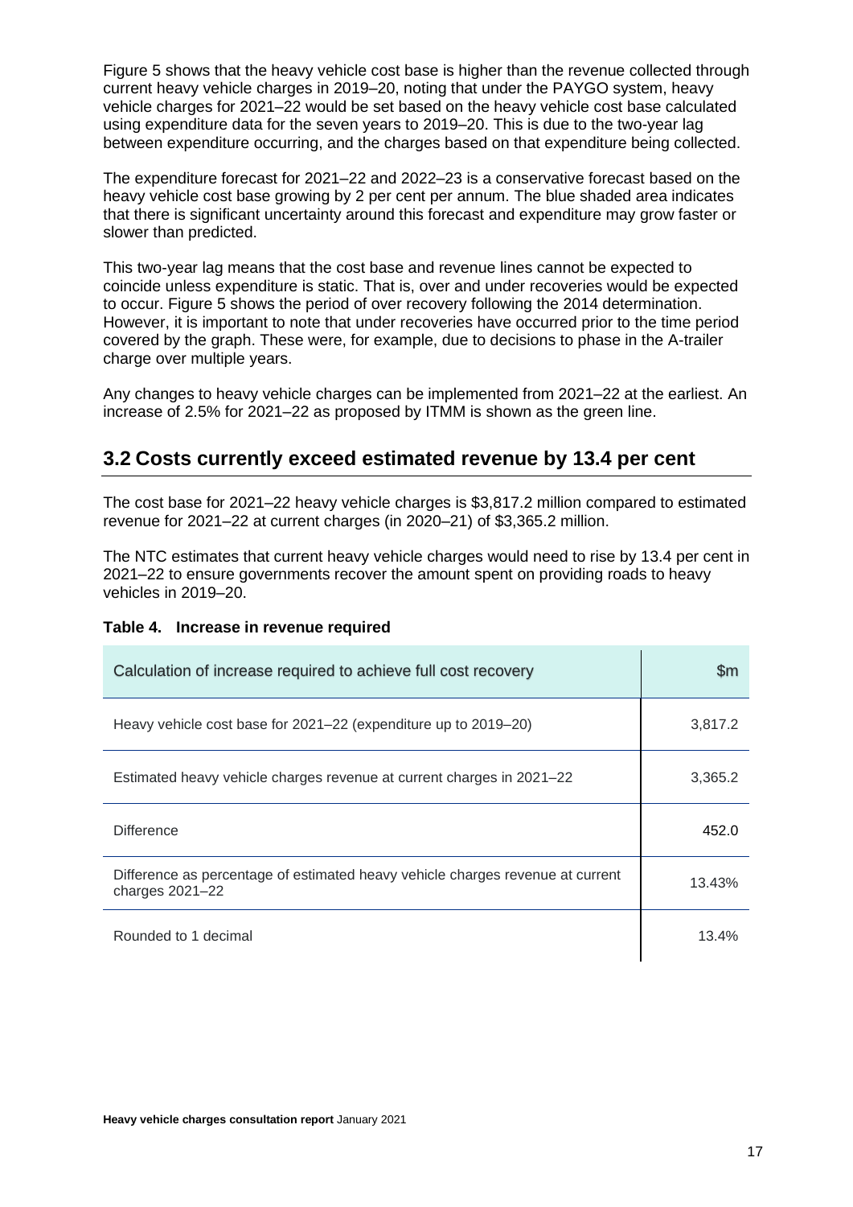Figure 5 shows that the heavy vehicle cost base is higher than the revenue collected through current heavy vehicle charges in 2019–20, noting that under the PAYGO system, heavy vehicle charges for 2021–22 would be set based on the heavy vehicle cost base calculated using expenditure data for the seven years to 2019–20. This is due to the two-year lag between expenditure occurring, and the charges based on that expenditure being collected.

The expenditure forecast for 2021–22 and 2022–23 is a conservative forecast based on the heavy vehicle cost base growing by 2 per cent per annum. The blue shaded area indicates that there is significant uncertainty around this forecast and expenditure may grow faster or slower than predicted.

This two-year lag means that the cost base and revenue lines cannot be expected to coincide unless expenditure is static. That is, over and under recoveries would be expected to occur. Figure 5 shows the period of over recovery following the 2014 determination. However, it is important to note that under recoveries have occurred prior to the time period covered by the graph. These were, for example, due to decisions to phase in the A-trailer charge over multiple years.

Any changes to heavy vehicle charges can be implemented from 2021–22 at the earliest. An increase of 2.5% for 2021–22 as proposed by ITMM is shown as the green line.

## 3.2 Costs currently exceed estimated revenue by 13.4 per cent

The cost base for 2021–22 heavy vehicle charges is $3,817.2 million compared to estimated revenue for 2021–22 at current charges (in 2020–21) of $3,365.2 million.

The NTC estimates that current heavy vehicle charges would need to rise by 13.4 per cent in 2021–22 to ensure governments recover the amount spent on providing roads to heavy vehicles in 2019–20.

**Table 4. Increase in revenue required**

| Calculation of increase required to achieve full cost recovery | $m |
|---|---|
| Heavy vehicle cost base for 2021–22 (expenditure up to 2019–20) | 3,817.2 |
| Estimated heavy vehicle charges revenue at current charges in 2021–22 | 3,365.2 |
| Difference | 452.0 |
| Difference as percentage of estimated heavy vehicle charges revenue at current charges 2021–22 | 13.43% |
| Rounded to 1 decimal | 13.4% |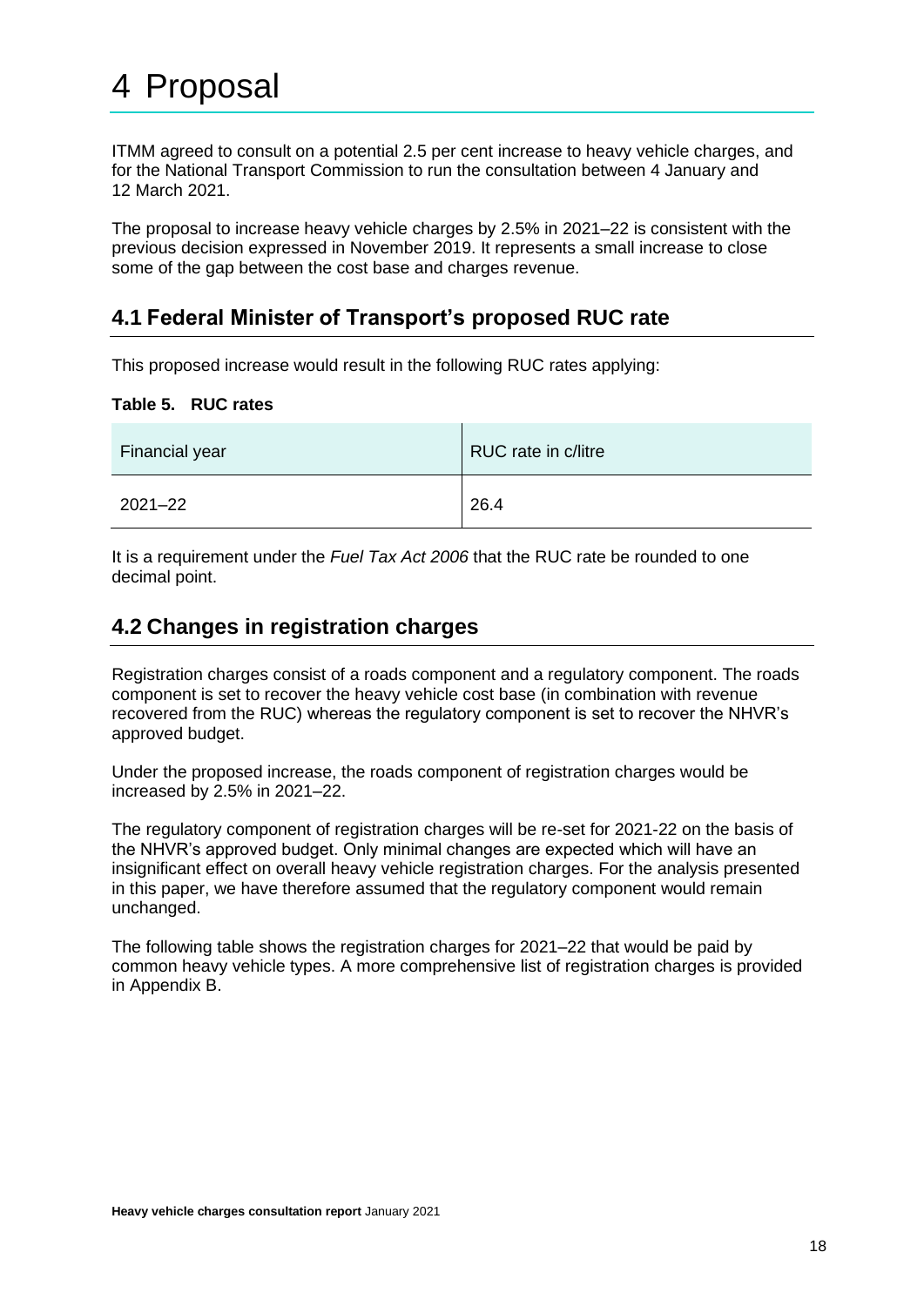# 4 Proposal

ITMM agreed to consult on a potential 2.5 per cent increase to heavy vehicle charges, and for the National Transport Commission to run the consultation between 4 January and 12 March 2021.

The proposal to increase heavy vehicle charges by 2.5% in 2021–22 is consistent with the previous decision expressed in November 2019. It represents a small increase to close some of the gap between the cost base and charges revenue.

## 4.1 Federal Minister of Transport's proposed RUC rate

This proposed increase would result in the following RUC rates applying:

**Table 5. RUC rates**

| Financial year | RUC rate in c/litre |
|---|---|
| 2021–22 | 26.4 |

It is a requirement under the *Fuel Tax Act 2006* that the RUC rate be rounded to one decimal point.

## 4.2 Changes in registration charges

Registration charges consist of a roads component and a regulatory component. The roads component is set to recover the heavy vehicle cost base (in combination with revenue recovered from the RUC) whereas the regulatory component is set to recover the NHVR's approved budget.

Under the proposed increase, the roads component of registration charges would be increased by 2.5% in 2021–22.

The regulatory component of registration charges will be re-set for 2021-22 on the basis of the NHVR's approved budget. Only minimal changes are expected which will have an insignificant effect on overall heavy vehicle registration charges. For the analysis presented in this paper, we have therefore assumed that the regulatory component would remain unchanged.

The following table shows the registration charges for 2021–22 that would be paid by common heavy vehicle types. A more comprehensive list of registration charges is provided in Appendix B.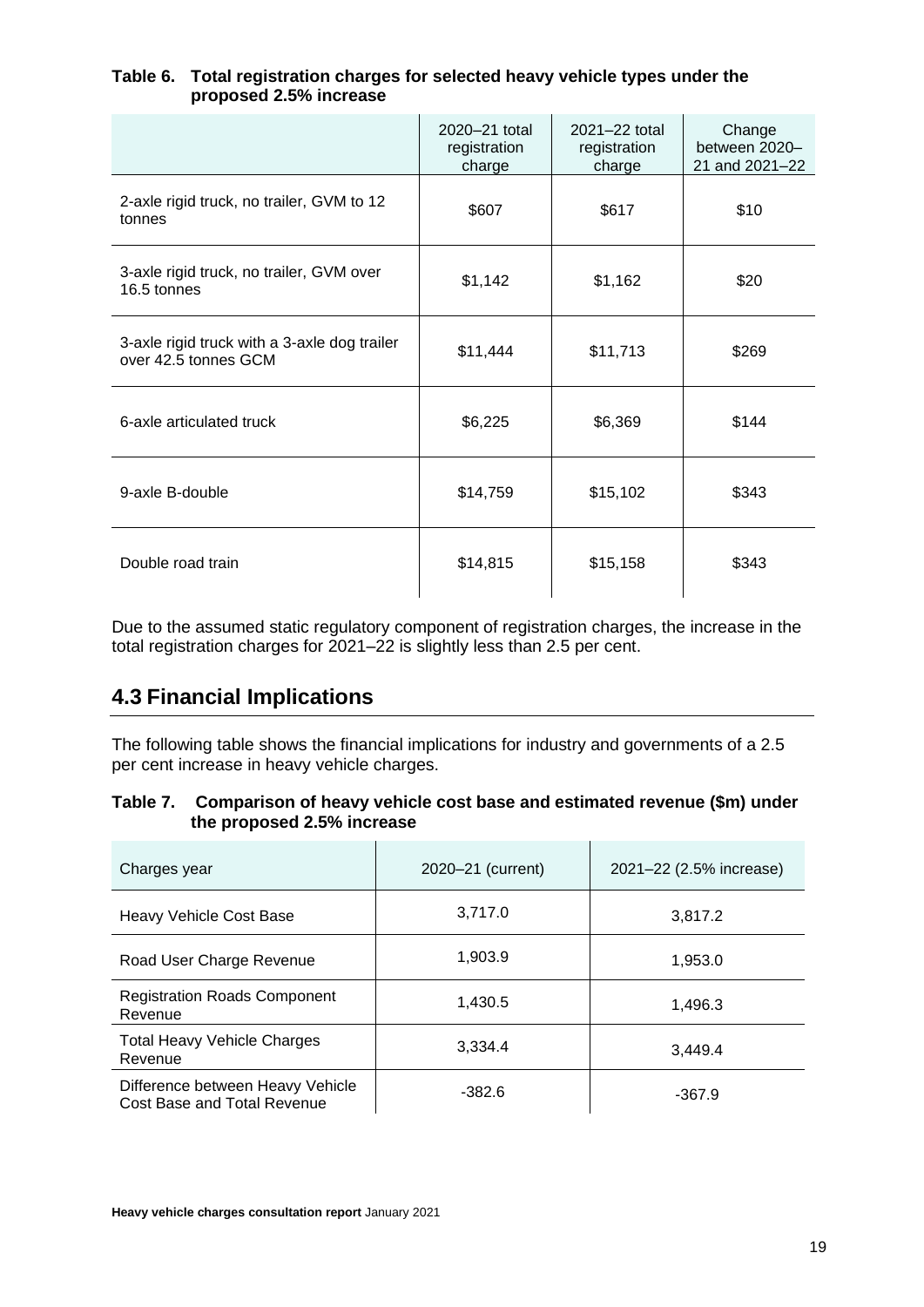**Table 6. Total registration charges for selected heavy vehicle types under the proposed 2.5% increase**

| | 2020–21 total registration charge | 2021–22 total registration charge | Change between 2020–21 and 2021–22 |
|---|---|---|---|
| 2-axle rigid truck, no trailer, GVM to 12 tonnes | \$607 | \$617 | \$10 |
| 3-axle rigid truck, no trailer, GVM over 16.5 tonnes | \$1,142 | \$1,162 | \$20 |
| 3-axle rigid truck with a 3-axle dog trailer over 42.5 tonnes GCM | \$11,444 | \$11,713 | \$269 |
| 6-axle articulated truck | \$6,225 | \$6,369 | \$144 |
| 9-axle B-double | \$14,759 | \$15,102 | \$343 |
| Double road train | \$14,815 | \$15,158 | \$343 |

Due to the assumed static regulatory component of registration charges, the increase in the total registration charges for 2021–22 is slightly less than 2.5 per cent.

## 4.3 Financial Implications

The following table shows the financial implications for industry and governments of a 2.5 per cent increase in heavy vehicle charges.

**Table 7. Comparison of heavy vehicle cost base and estimated revenue (\$m) under the proposed 2.5% increase**

| Charges year | 2020–21 (current) | 2021–22 (2.5% increase) |
|---|---|---|
| Heavy Vehicle Cost Base | 3,717.0 | 3,817.2 |
| Road User Charge Revenue | 1,903.9 | 1,953.0 |
| Registration Roads Component Revenue | 1,430.5 | 1,496.3 |
| Total Heavy Vehicle Charges Revenue | 3,334.4 | 3,449.4 |
| Difference between Heavy Vehicle Cost Base and Total Revenue | -382.6 | -367.9 |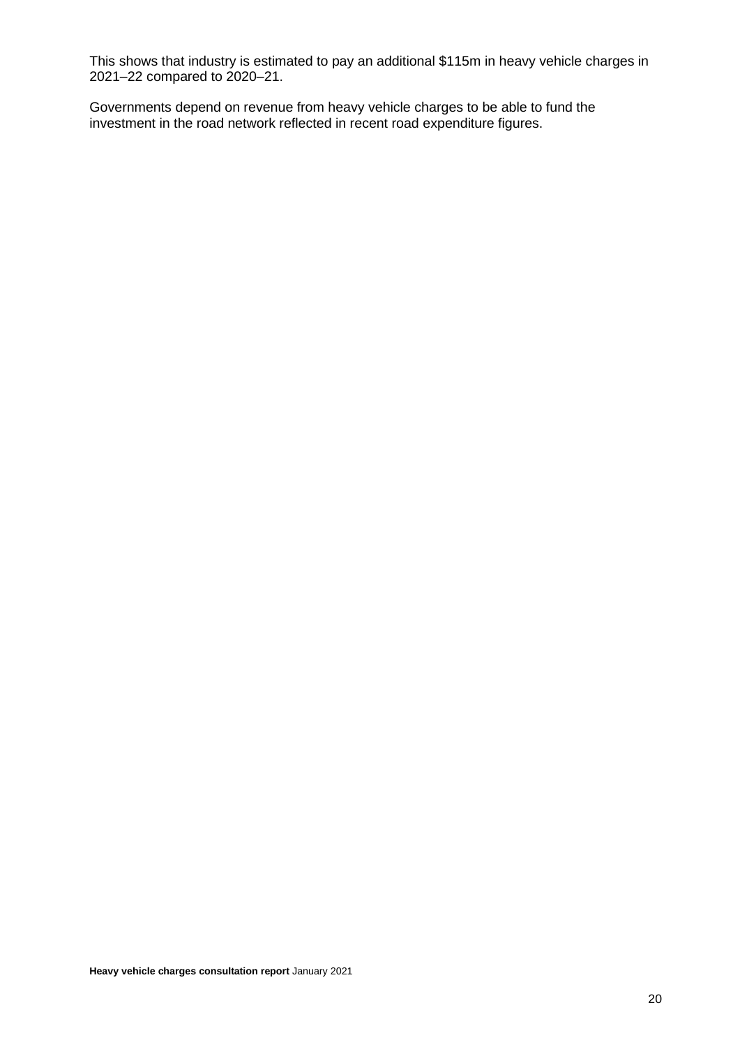This shows that industry is estimated to pay an additional $115m in heavy vehicle charges in 2021–22 compared to 2020–21.

Governments depend on revenue from heavy vehicle charges to be able to fund the investment in the road network reflected in recent road expenditure figures.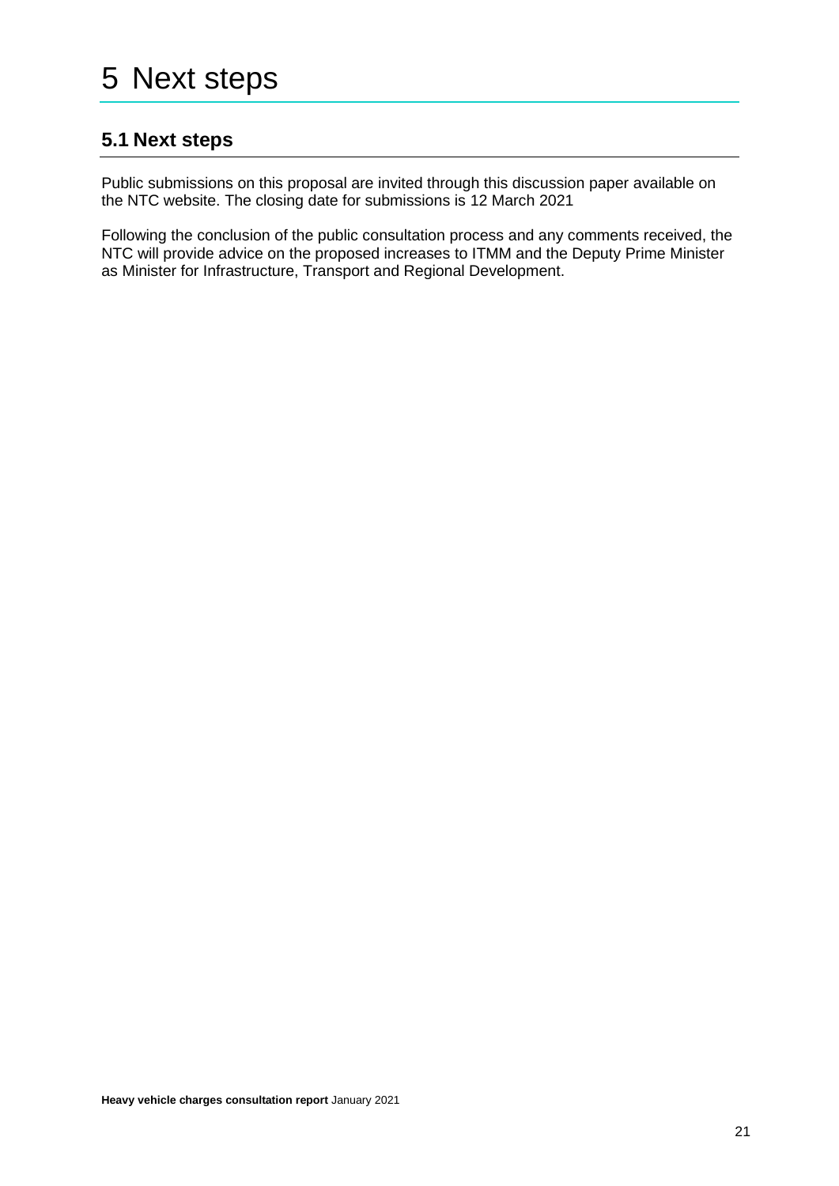# 5 Next steps

## 5.1 Next steps

Public submissions on this proposal are invited through this discussion paper available on the NTC website. The closing date for submissions is 12 March 2021

Following the conclusion of the public consultation process and any comments received, the NTC will provide advice on the proposed increases to ITMM and the Deputy Prime Minister as Minister for Infrastructure, Transport and Regional Development.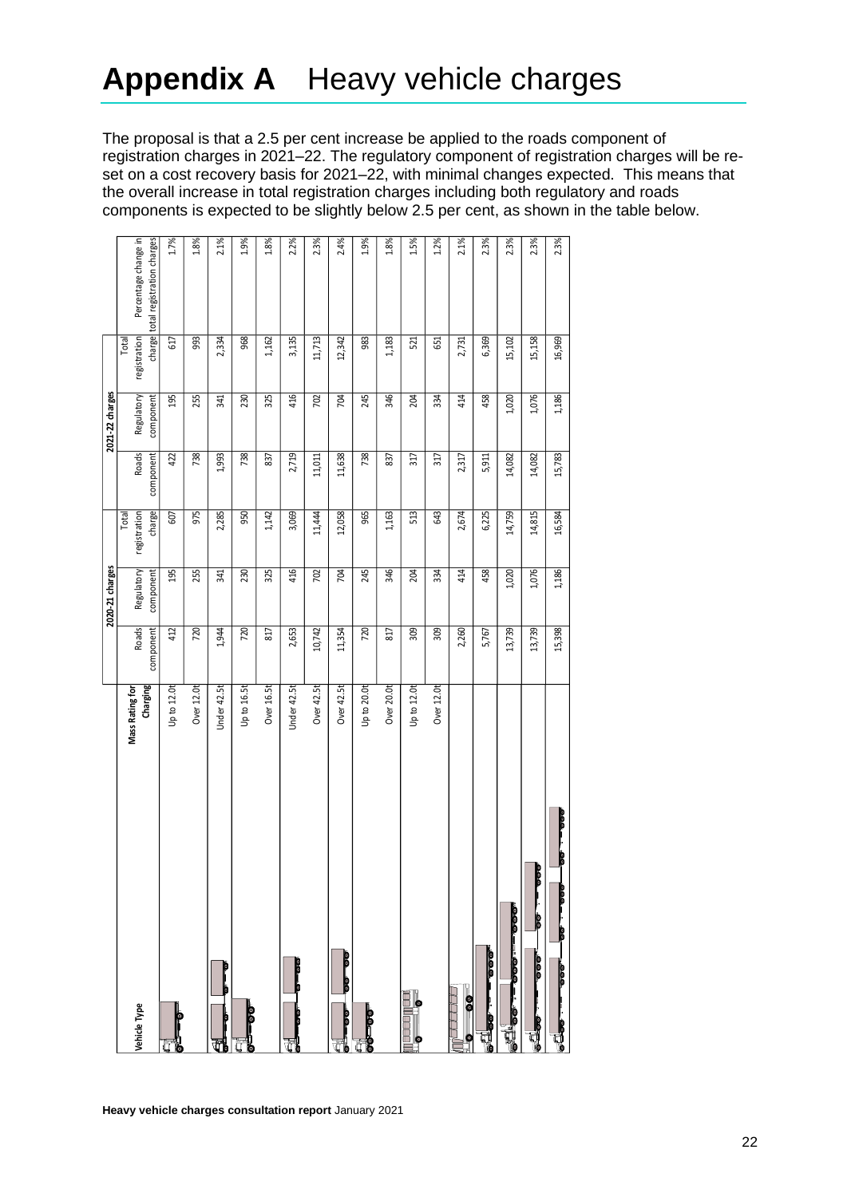# Appendix A Heavy vehicle charges

The proposal is that a 2.5 per cent increase be applied to the roads component of registration charges in 2021–22. The regulatory component of registration charges will be re-set on a cost recovery basis for 2021–22, with minimal changes expected. This means that the overall increase in total registration charges including both regulatory and roads components is expected to be slightly below 2.5 per cent, as shown in the table below.

| Vehicle Type | Mass Rating for Charging | 2020-21 charges | | | 2021-22 charges | | | Percentage change in total registration charges |
|---|---|---|---|---|---|---|---|---|
| | | Roads component | Regulatory component | Total registration charge | Roads component | Regulatory component | Total registration charge | |
| | Up to 12.0t | 412 | 195 | 607 | 422 | 195 | 617 | 1.7% |
| | Over 12.0t | 720 | 255 | 975 | 738 | 255 | 993 | 1.8% |
| | Under 42.5t | 1,944 | 341 | 2,285 | 1,993 | 341 | 2,334 | 2.1% |
| | Up to 16.5t | 720 | 230 | 950 | 738 | 230 | 968 | 1.9% |
| | Over 16.5t | 817 | 325 | 1,142 | 837 | 325 | 1,162 | 1.8% |
| | Under 42.5t | 2,653 | 416 | 3,069 | 2,719 | 416 | 3,135 | 2.2% |
| | Over 42.5t | 10,742 | 702 | 11,444 | 11,011 | 702 | 11,713 | 2.3% |
| | Over 42.5t | 11,354 | 704 | 12,058 | 11,638 | 704 | 12,342 | 2.4% |
| | Up to 20.0t | 720 | 245 | 965 | 738 | 245 | 983 | 1.9% |
| | Over 20.0t | 817 | 346 | 1,163 | 837 | 346 | 1,183 | 1.8% |
| | Up to 12.0t | 309 | 204 | 513 | 317 | 204 | 521 | 1.5% |
| | Over 12.0t | 309 | 334 | 643 | 317 | 334 | 651 | 1.2% |
| | | 2,260 | 414 | 2,674 | 2,317 | 414 | 2,731 | 2.1% |
| | | 5,767 | 458 | 6,225 | 5,911 | 458 | 6,369 | 2.3% |
| | | 13,739 | 1,020 | 14,759 | 14,082 | 1,020 | 15,102 | 2.3% |
| | | 13,739 | 1,076 | 14,815 | 14,082 | 1,076 | 15,158 | 2.3% |
| | | 15,398 | 1,186 | 16,584 | 15,783 | 1,186 | 16,969 | 2.3% |

**Heavy vehicle charges consultation report** January 2021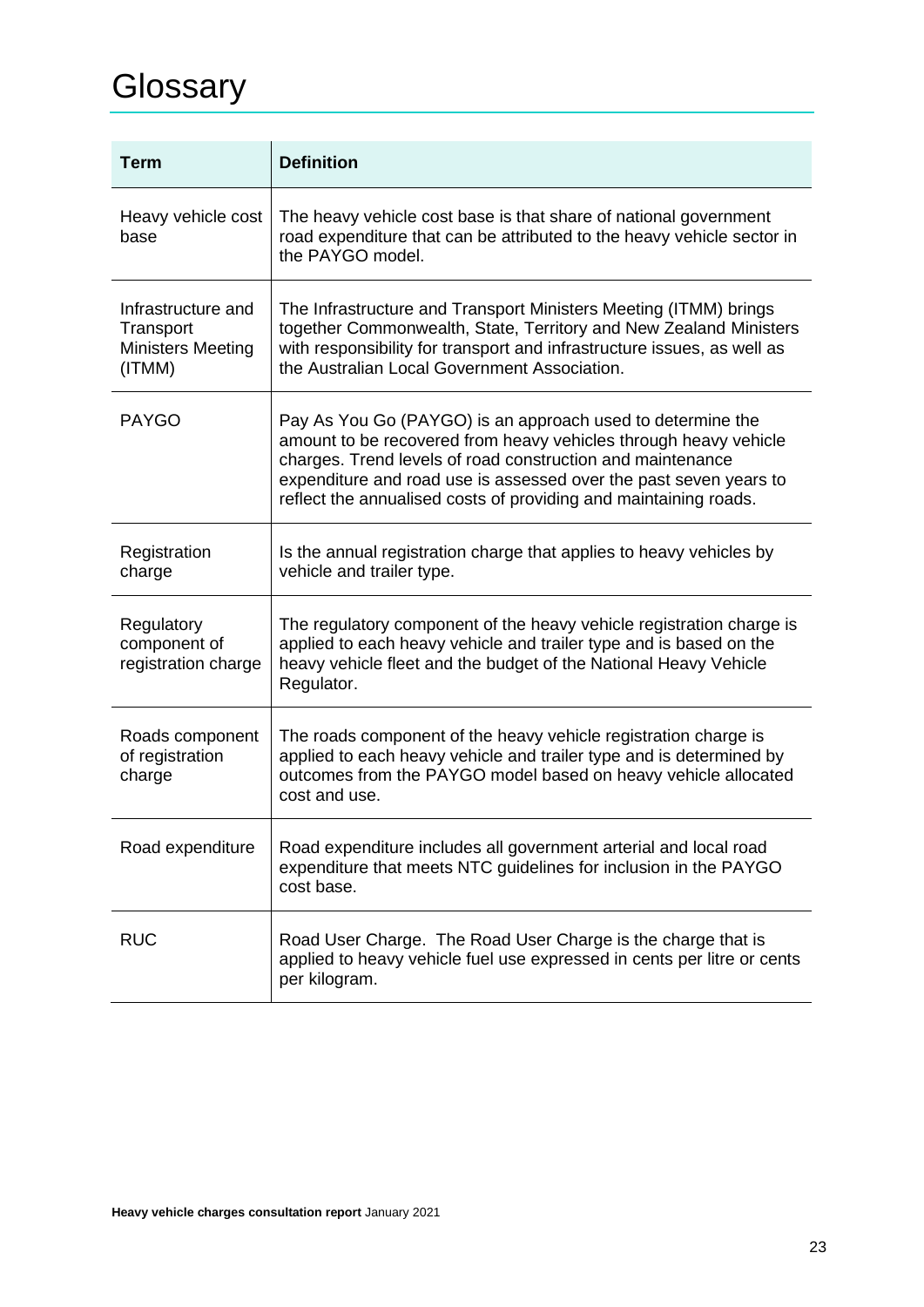# Glossary

| Term | Definition |
| --- | --- |
| Heavy vehicle cost base | The heavy vehicle cost base is that share of national government road expenditure that can be attributed to the heavy vehicle sector in the PAYGO model. |
| Infrastructure and Transport Ministers Meeting (ITMM) | The Infrastructure and Transport Ministers Meeting (ITMM) brings together Commonwealth, State, Territory and New Zealand Ministers with responsibility for transport and infrastructure issues, as well as the Australian Local Government Association. |
| PAYGO | Pay As You Go (PAYGO) is an approach used to determine the amount to be recovered from heavy vehicles through heavy vehicle charges. Trend levels of road construction and maintenance expenditure and road use is assessed over the past seven years to reflect the annualised costs of providing and maintaining roads. |
| Registration charge | Is the annual registration charge that applies to heavy vehicles by vehicle and trailer type. |
| Regulatory component of registration charge | The regulatory component of the heavy vehicle registration charge is applied to each heavy vehicle and trailer type and is based on the heavy vehicle fleet and the budget of the National Heavy Vehicle Regulator. |
| Roads component of registration charge | The roads component of the heavy vehicle registration charge is applied to each heavy vehicle and trailer type and is determined by outcomes from the PAYGO model based on heavy vehicle allocated cost and use. |
| Road expenditure | Road expenditure includes all government arterial and local road expenditure that meets NTC guidelines for inclusion in the PAYGO cost base. |
| RUC | Road User Charge. The Road User Charge is the charge that is applied to heavy vehicle fuel use expressed in cents per litre or cents per kilogram. |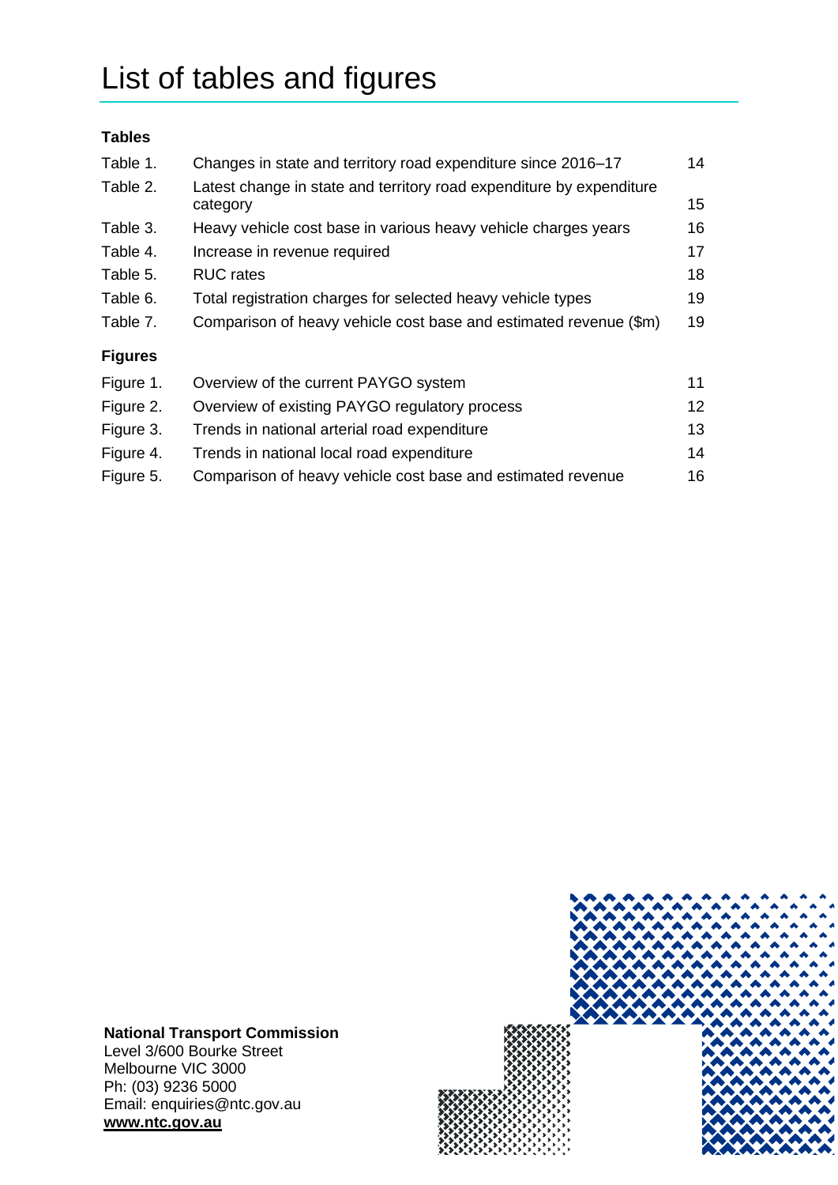# List of tables and figures

**Tables**

| | | |
|---|---|---|
| Table 1. | Changes in state and territory road expenditure since 2016–17 | 14 |
| Table 2. | Latest change in state and territory road expenditure by expenditure category | 15 |
| Table 3. | Heavy vehicle cost base in various heavy vehicle charges years | 16 |
| Table 4. | Increase in revenue required | 17 |
| Table 5. | RUC rates | 18 |
| Table 6. | Total registration charges for selected heavy vehicle types | 19 |
| Table 7. | Comparison of heavy vehicle cost base and estimated revenue ($m) | 19 |

**Figures**

| | | |
|---|---|---|
| Figure 1. | Overview of the current PAYGO system | 11 |
| Figure 2. | Overview of existing PAYGO regulatory process | 12 |
| Figure 3. | Trends in national arterial road expenditure | 13 |
| Figure 4. | Trends in national local road expenditure | 14 |
| Figure 5. | Comparison of heavy vehicle cost base and estimated revenue | 16 |

**National Transport Commission**
Level 3/600 Bourke Street
Melbourne VIC 3000
Ph: (03) 9236 5000
Email: enquiries@ntc.gov.au
**www.ntc.gov.au**